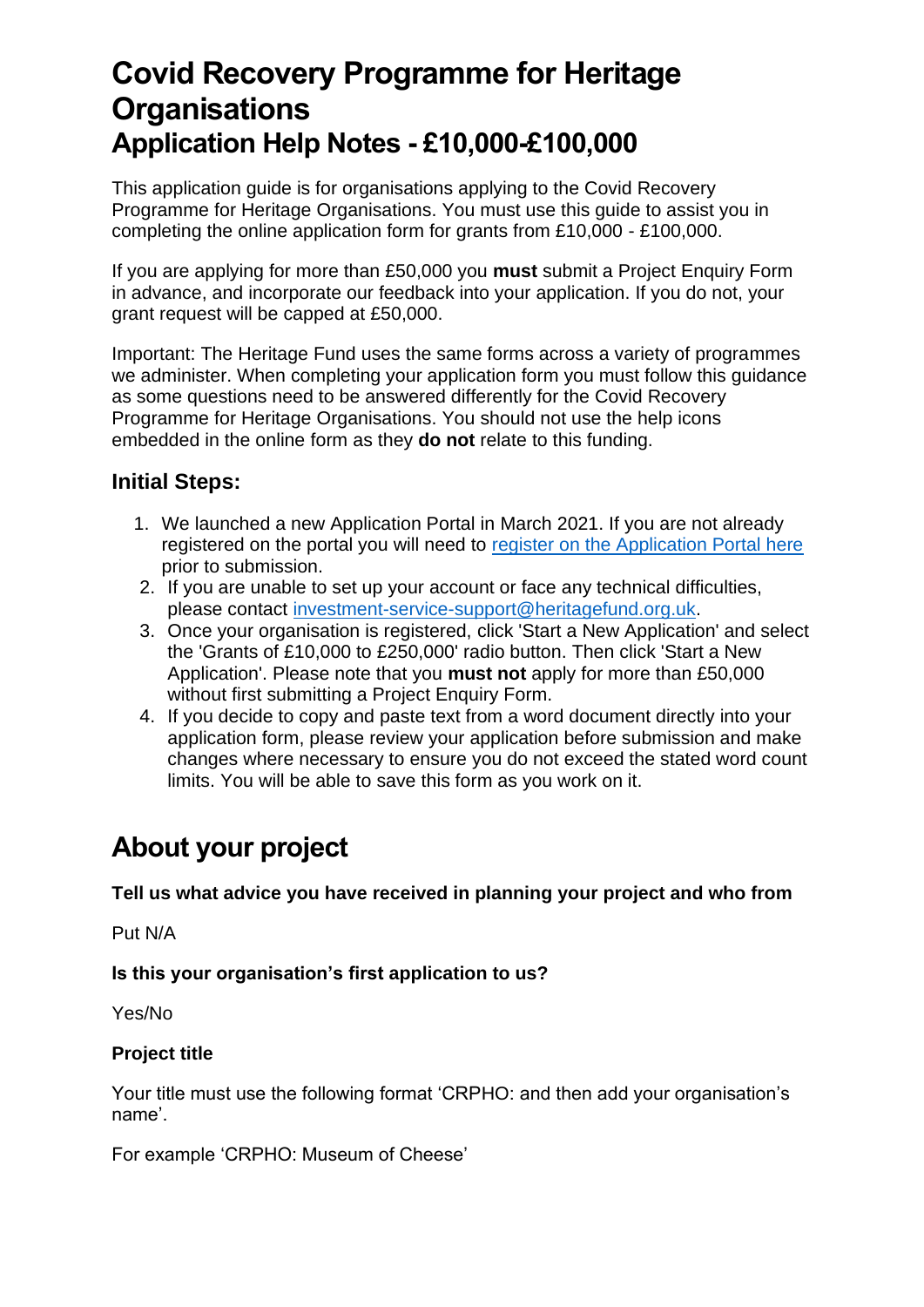# Covid Recovery Programme for Heritage Organisations
## Application Help Notes - £10,000-£100,000

This application guide is for organisations applying to the Covid Recovery Programme for Heritage Organisations. You must use this guide to assist you in completing the online application form for grants from £10,000 - £100,000.

If you are applying for more than £50,000 you **must** submit a Project Enquiry Form in advance, and incorporate our feedback into your application. If you do not, your grant request will be capped at £50,000.

Important: The Heritage Fund uses the same forms across a variety of programmes we administer. When completing your application form you must follow this guidance as some questions need to be answered differently for the Covid Recovery Programme for Heritage Organisations. You should not use the help icons embedded in the online form as they **do not** relate to this funding.

### Initial Steps:

1. We launched a new Application Portal in March 2021. If you are not already registered on the portal you will need to register on the Application Portal here prior to submission.
2. If you are unable to set up your account or face any technical difficulties, please contact investment-service-support@heritagefund.org.uk.
3. Once your organisation is registered, click 'Start a New Application' and select the 'Grants of £10,000 to £250,000' radio button. Then click 'Start a New Application'. Please note that you **must not** apply for more than £50,000 without first submitting a Project Enquiry Form.
4. If you decide to copy and paste text from a word document directly into your application form, please review your application before submission and make changes where necessary to ensure you do not exceed the stated word count limits. You will be able to save this form as you work on it.

## About your project

**Tell us what advice you have received in planning your project and who from**

Put N/A

**Is this your organisation's first application to us?**

Yes/No

**Project title**

Your title must use the following format 'CRPHO: and then add your organisation's name'.

For example 'CRPHO: Museum of Cheese'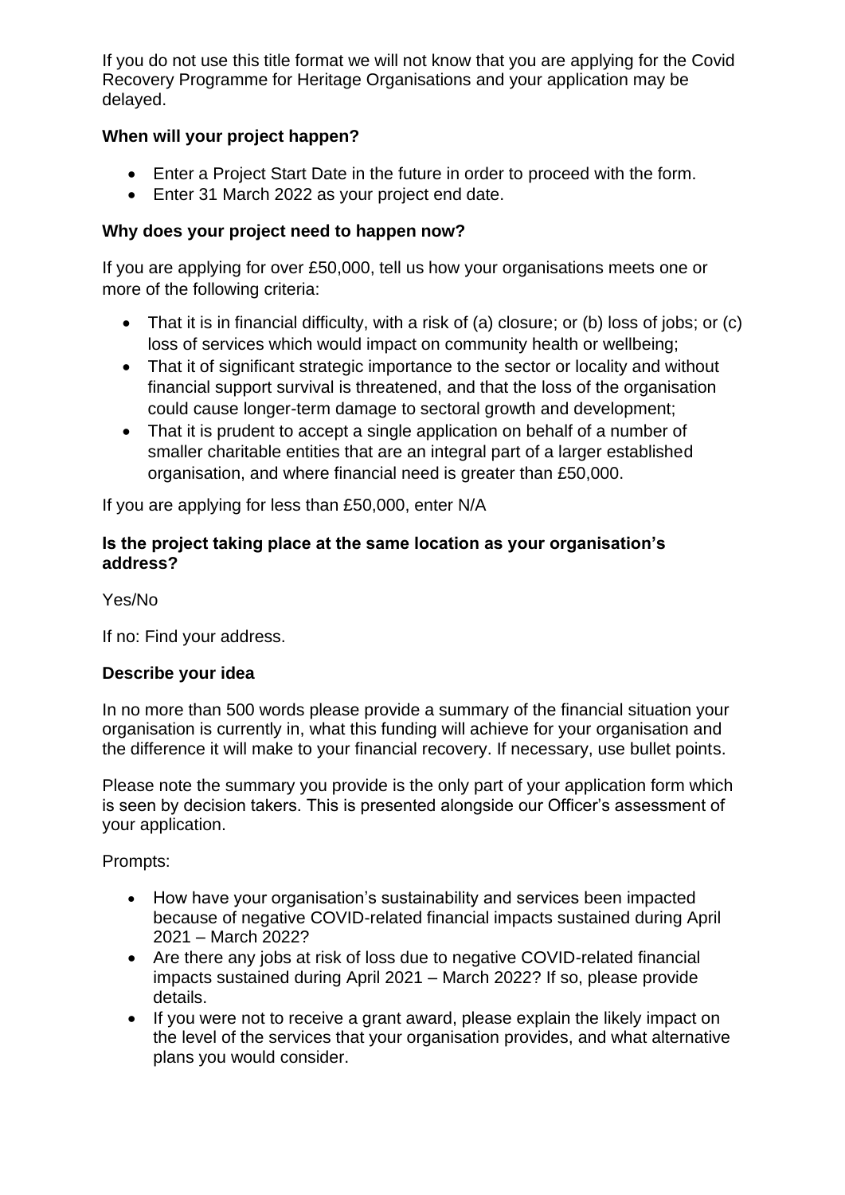If you do not use this title format we will not know that you are applying for the Covid Recovery Programme for Heritage Organisations and your application may be delayed.

**When will your project happen?**

- Enter a Project Start Date in the future in order to proceed with the form.
- Enter 31 March 2022 as your project end date.

**Why does your project need to happen now?**

If you are applying for over £50,000, tell us how your organisations meets one or more of the following criteria:

- That it is in financial difficulty, with a risk of (a) closure; or (b) loss of jobs; or (c) loss of services which would impact on community health or wellbeing;
- That it of significant strategic importance to the sector or locality and without financial support survival is threatened, and that the loss of the organisation could cause longer-term damage to sectoral growth and development;
- That it is prudent to accept a single application on behalf of a number of smaller charitable entities that are an integral part of a larger established organisation, and where financial need is greater than £50,000.

If you are applying for less than £50,000, enter N/A

**Is the project taking place at the same location as your organisation's address?**

Yes/No

If no: Find your address.

**Describe your idea**

In no more than 500 words please provide a summary of the financial situation your organisation is currently in, what this funding will achieve for your organisation and the difference it will make to your financial recovery. If necessary, use bullet points.

Please note the summary you provide is the only part of your application form which is seen by decision takers. This is presented alongside our Officer's assessment of your application.

Prompts:

- How have your organisation's sustainability and services been impacted because of negative COVID-related financial impacts sustained during April 2021 – March 2022?
- Are there any jobs at risk of loss due to negative COVID-related financial impacts sustained during April 2021 – March 2022? If so, please provide details.
- If you were not to receive a grant award, please explain the likely impact on the level of the services that your organisation provides, and what alternative plans you would consider.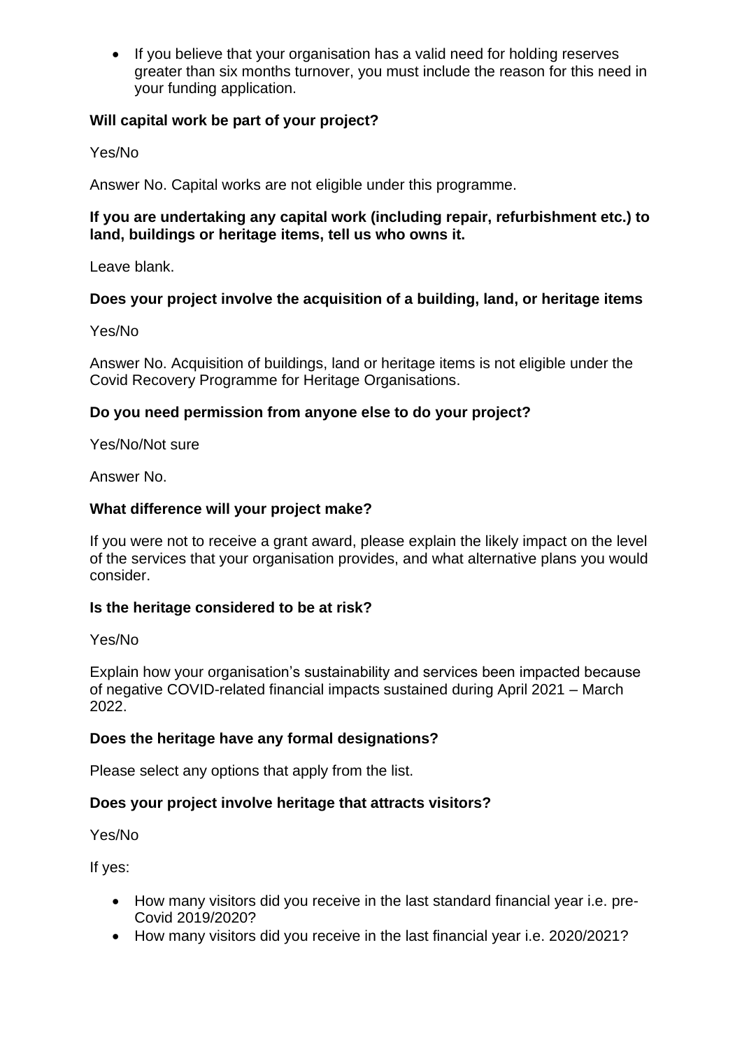- If you believe that your organisation has a valid need for holding reserves greater than six months turnover, you must include the reason for this need in your funding application.

**Will capital work be part of your project?**

Yes/No

Answer No. Capital works are not eligible under this programme.

**If you are undertaking any capital work (including repair, refurbishment etc.) to land, buildings or heritage items, tell us who owns it.**

Leave blank.

**Does your project involve the acquisition of a building, land, or heritage items**

Yes/No

Answer No. Acquisition of buildings, land or heritage items is not eligible under the Covid Recovery Programme for Heritage Organisations.

**Do you need permission from anyone else to do your project?**

Yes/No/Not sure

Answer No.

**What difference will your project make?**

If you were not to receive a grant award, please explain the likely impact on the level of the services that your organisation provides, and what alternative plans you would consider.

**Is the heritage considered to be at risk?**

Yes/No

Explain how your organisation's sustainability and services been impacted because of negative COVID-related financial impacts sustained during April 2021 – March 2022.

**Does the heritage have any formal designations?**

Please select any options that apply from the list.

**Does your project involve heritage that attracts visitors?**

Yes/No

If yes:

- How many visitors did you receive in the last standard financial year i.e. pre-Covid 2019/2020?
- How many visitors did you receive in the last financial year i.e. 2020/2021?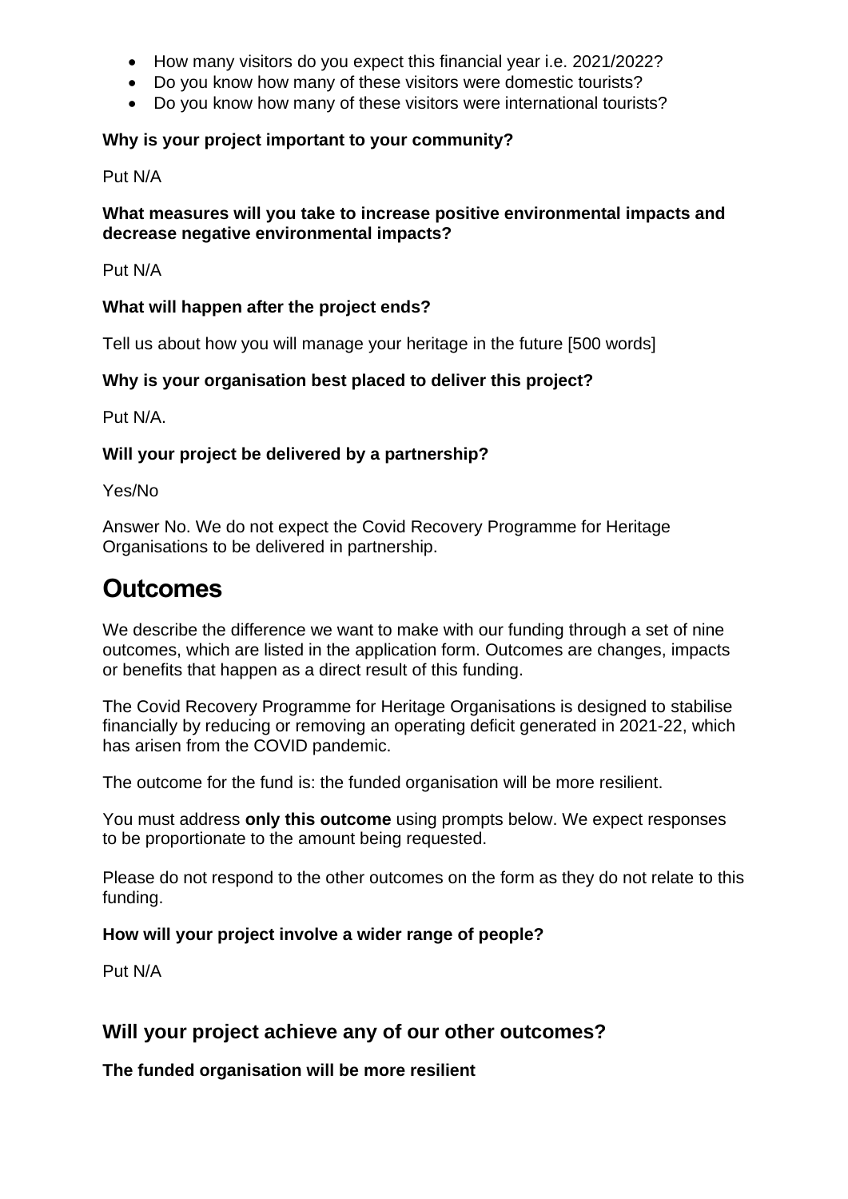- How many visitors do you expect this financial year i.e. 2021/2022?
- Do you know how many of these visitors were domestic tourists?
- Do you know how many of these visitors were international tourists?

**Why is your project important to your community?**

Put N/A

**What measures will you take to increase positive environmental impacts and decrease negative environmental impacts?**

Put N/A

**What will happen after the project ends?**

Tell us about how you will manage your heritage in the future [500 words]

**Why is your organisation best placed to deliver this project?**

Put N/A.

**Will your project be delivered by a partnership?**

Yes/No

Answer No. We do not expect the Covid Recovery Programme for Heritage Organisations to be delivered in partnership.

# Outcomes

We describe the difference we want to make with our funding through a set of nine outcomes, which are listed in the application form. Outcomes are changes, impacts or benefits that happen as a direct result of this funding.

The Covid Recovery Programme for Heritage Organisations is designed to stabilise financially by reducing or removing an operating deficit generated in 2021-22, which has arisen from the COVID pandemic.

The outcome for the fund is: the funded organisation will be more resilient.

You must address **only this outcome** using prompts below. We expect responses to be proportionate to the amount being requested.

Please do not respond to the other outcomes on the form as they do not relate to this funding.

**How will your project involve a wider range of people?**

Put N/A

## Will your project achieve any of our other outcomes?

**The funded organisation will be more resilient**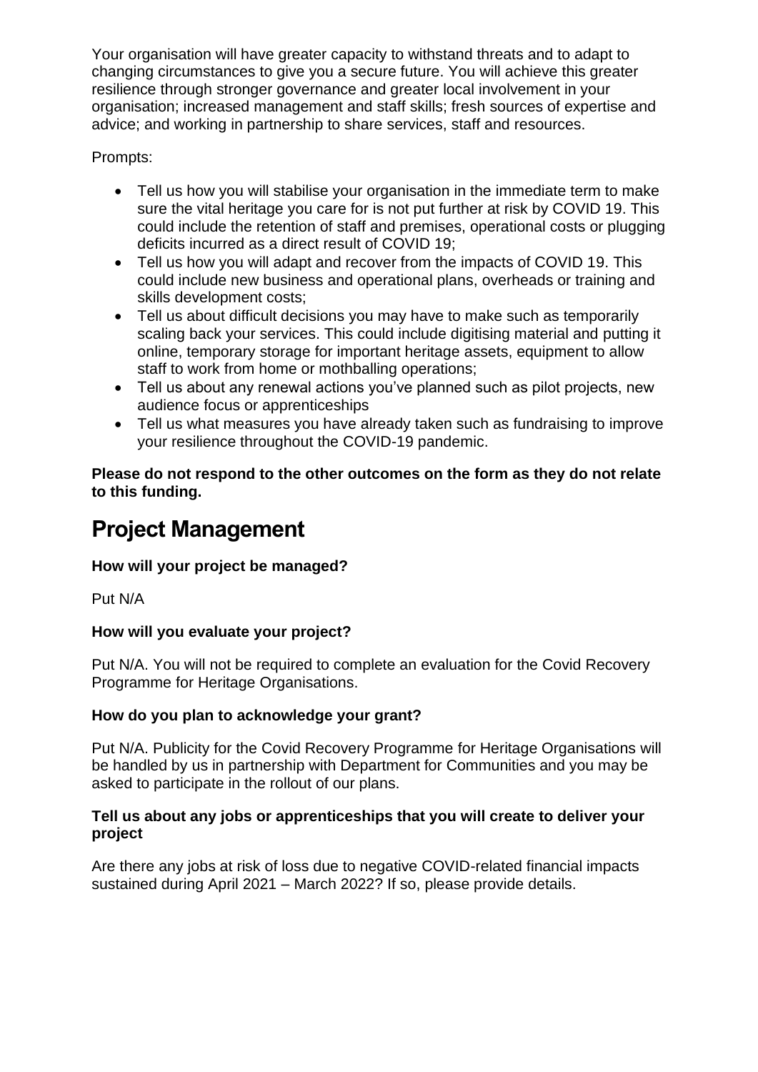Your organisation will have greater capacity to withstand threats and to adapt to changing circumstances to give you a secure future. You will achieve this greater resilience through stronger governance and greater local involvement in your organisation; increased management and staff skills; fresh sources of expertise and advice; and working in partnership to share services, staff and resources.

Prompts:

- Tell us how you will stabilise your organisation in the immediate term to make sure the vital heritage you care for is not put further at risk by COVID 19. This could include the retention of staff and premises, operational costs or plugging deficits incurred as a direct result of COVID 19;
- Tell us how you will adapt and recover from the impacts of COVID 19. This could include new business and operational plans, overheads or training and skills development costs;
- Tell us about difficult decisions you may have to make such as temporarily scaling back your services. This could include digitising material and putting it online, temporary storage for important heritage assets, equipment to allow staff to work from home or mothballing operations;
- Tell us about any renewal actions you've planned such as pilot projects, new audience focus or apprenticeships
- Tell us what measures you have already taken such as fundraising to improve your resilience throughout the COVID-19 pandemic.

**Please do not respond to the other outcomes on the form as they do not relate to this funding.**

# Project Management

**How will your project be managed?**

Put N/A

**How will you evaluate your project?**

Put N/A. You will not be required to complete an evaluation for the Covid Recovery Programme for Heritage Organisations.

**How do you plan to acknowledge your grant?**

Put N/A. Publicity for the Covid Recovery Programme for Heritage Organisations will be handled by us in partnership with Department for Communities and you may be asked to participate in the rollout of our plans.

**Tell us about any jobs or apprenticeships that you will create to deliver your project**

Are there any jobs at risk of loss due to negative COVID-related financial impacts sustained during April 2021 – March 2022? If so, please provide details.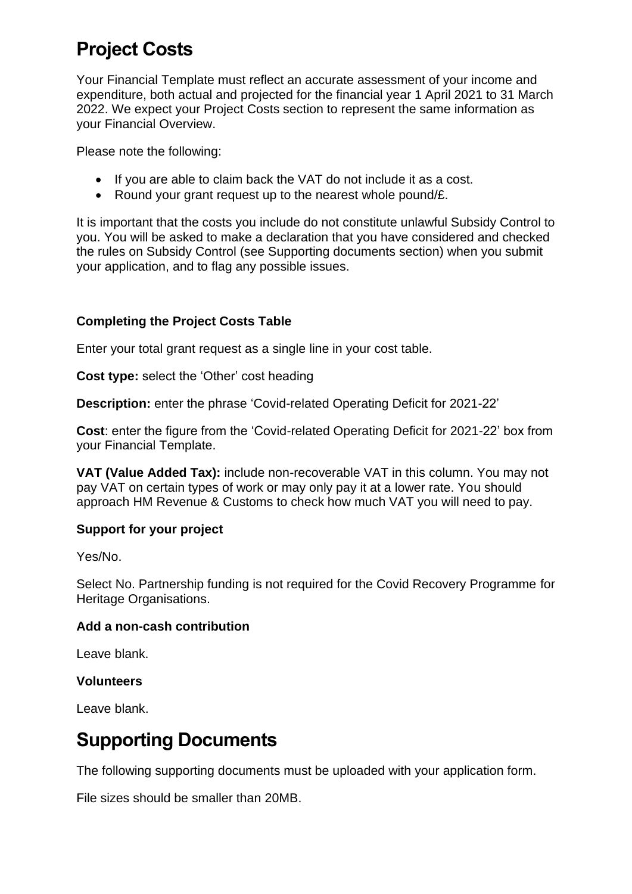# Project Costs

Your Financial Template must reflect an accurate assessment of your income and expenditure, both actual and projected for the financial year 1 April 2021 to 31 March 2022. We expect your Project Costs section to represent the same information as your Financial Overview.

Please note the following:

- If you are able to claim back the VAT do not include it as a cost.
- Round your grant request up to the nearest whole pound/£.

It is important that the costs you include do not constitute unlawful Subsidy Control to you. You will be asked to make a declaration that you have considered and checked the rules on Subsidy Control (see Supporting documents section) when you submit your application, and to flag any possible issues.

### Completing the Project Costs Table

Enter your total grant request as a single line in your cost table.

**Cost type:** select the 'Other' cost heading

**Description:** enter the phrase 'Covid-related Operating Deficit for 2021-22'

**Cost**: enter the figure from the 'Covid-related Operating Deficit for 2021-22' box from your Financial Template.

**VAT (Value Added Tax):** include non-recoverable VAT in this column. You may not pay VAT on certain types of work or may only pay it at a lower rate. You should approach HM Revenue & Customs to check how much VAT you will need to pay.

### Support for your project

Yes/No.

Select No. Partnership funding is not required for the Covid Recovery Programme for Heritage Organisations.

### Add a non-cash contribution

Leave blank.

### Volunteers

Leave blank.

# Supporting Documents

The following supporting documents must be uploaded with your application form.

File sizes should be smaller than 20MB.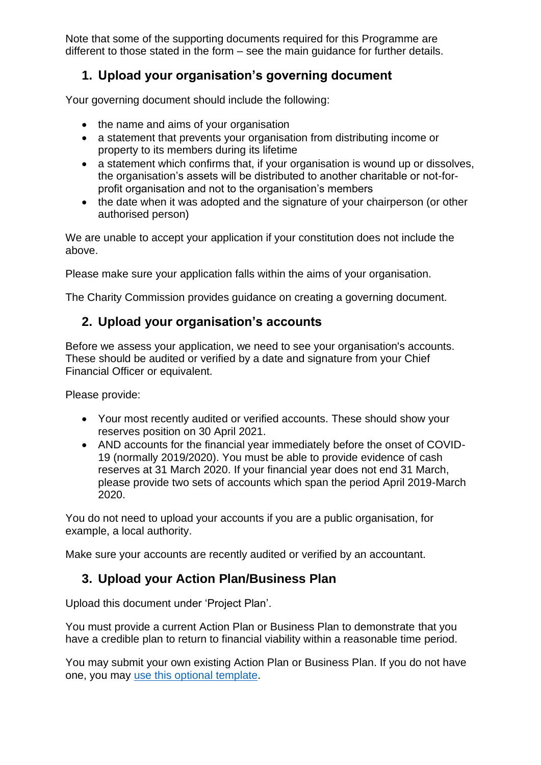Note that some of the supporting documents required for this Programme are different to those stated in the form – see the main guidance for further details.

## 1. Upload your organisation's governing document

Your governing document should include the following:

- the name and aims of your organisation
- a statement that prevents your organisation from distributing income or property to its members during its lifetime
- a statement which confirms that, if your organisation is wound up or dissolves, the organisation's assets will be distributed to another charitable or not-for-profit organisation and not to the organisation's members
- the date when it was adopted and the signature of your chairperson (or other authorised person)

We are unable to accept your application if your constitution does not include the above.

Please make sure your application falls within the aims of your organisation.

The Charity Commission provides guidance on creating a governing document.

## 2. Upload your organisation's accounts

Before we assess your application, we need to see your organisation's accounts. These should be audited or verified by a date and signature from your Chief Financial Officer or equivalent.

Please provide:

- Your most recently audited or verified accounts. These should show your reserves position on 30 April 2021.
- AND accounts for the financial year immediately before the onset of COVID-19 (normally 2019/2020). You must be able to provide evidence of cash reserves at 31 March 2020. If your financial year does not end 31 March, please provide two sets of accounts which span the period April 2019-March 2020.

You do not need to upload your accounts if you are a public organisation, for example, a local authority.

Make sure your accounts are recently audited or verified by an accountant.

## 3. Upload your Action Plan/Business Plan

Upload this document under 'Project Plan'.

You must provide a current Action Plan or Business Plan to demonstrate that you have a credible plan to return to financial viability within a reasonable time period.

You may submit your own existing Action Plan or Business Plan. If you do not have one, you may use this optional template.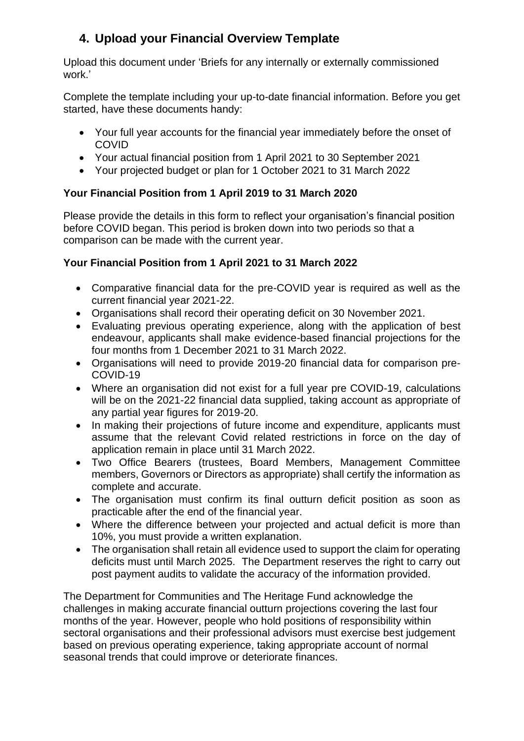## 4. Upload your Financial Overview Template

Upload this document under 'Briefs for any internally or externally commissioned work.'

Complete the template including your up-to-date financial information. Before you get started, have these documents handy:

- Your full year accounts for the financial year immediately before the onset of COVID
- Your actual financial position from 1 April 2021 to 30 September 2021
- Your projected budget or plan for 1 October 2021 to 31 March 2022

**Your Financial Position from 1 April 2019 to 31 March 2020**

Please provide the details in this form to reflect your organisation's financial position before COVID began. This period is broken down into two periods so that a comparison can be made with the current year.

**Your Financial Position from 1 April 2021 to 31 March 2022**

- Comparative financial data for the pre-COVID year is required as well as the current financial year 2021-22.
- Organisations shall record their operating deficit on 30 November 2021.
- Evaluating previous operating experience, along with the application of best endeavour, applicants shall make evidence-based financial projections for the four months from 1 December 2021 to 31 March 2022.
- Organisations will need to provide 2019-20 financial data for comparison pre-COVID-19
- Where an organisation did not exist for a full year pre COVID-19, calculations will be on the 2021-22 financial data supplied, taking account as appropriate of any partial year figures for 2019-20.
- In making their projections of future income and expenditure, applicants must assume that the relevant Covid related restrictions in force on the day of application remain in place until 31 March 2022.
- Two Office Bearers (trustees, Board Members, Management Committee members, Governors or Directors as appropriate) shall certify the information as complete and accurate.
- The organisation must confirm its final outturn deficit position as soon as practicable after the end of the financial year.
- Where the difference between your projected and actual deficit is more than 10%, you must provide a written explanation.
- The organisation shall retain all evidence used to support the claim for operating deficits must until March 2025. The Department reserves the right to carry out post payment audits to validate the accuracy of the information provided.

The Department for Communities and The Heritage Fund acknowledge the challenges in making accurate financial outturn projections covering the last four months of the year. However, people who hold positions of responsibility within sectoral organisations and their professional advisors must exercise best judgement based on previous operating experience, taking appropriate account of normal seasonal trends that could improve or deteriorate finances.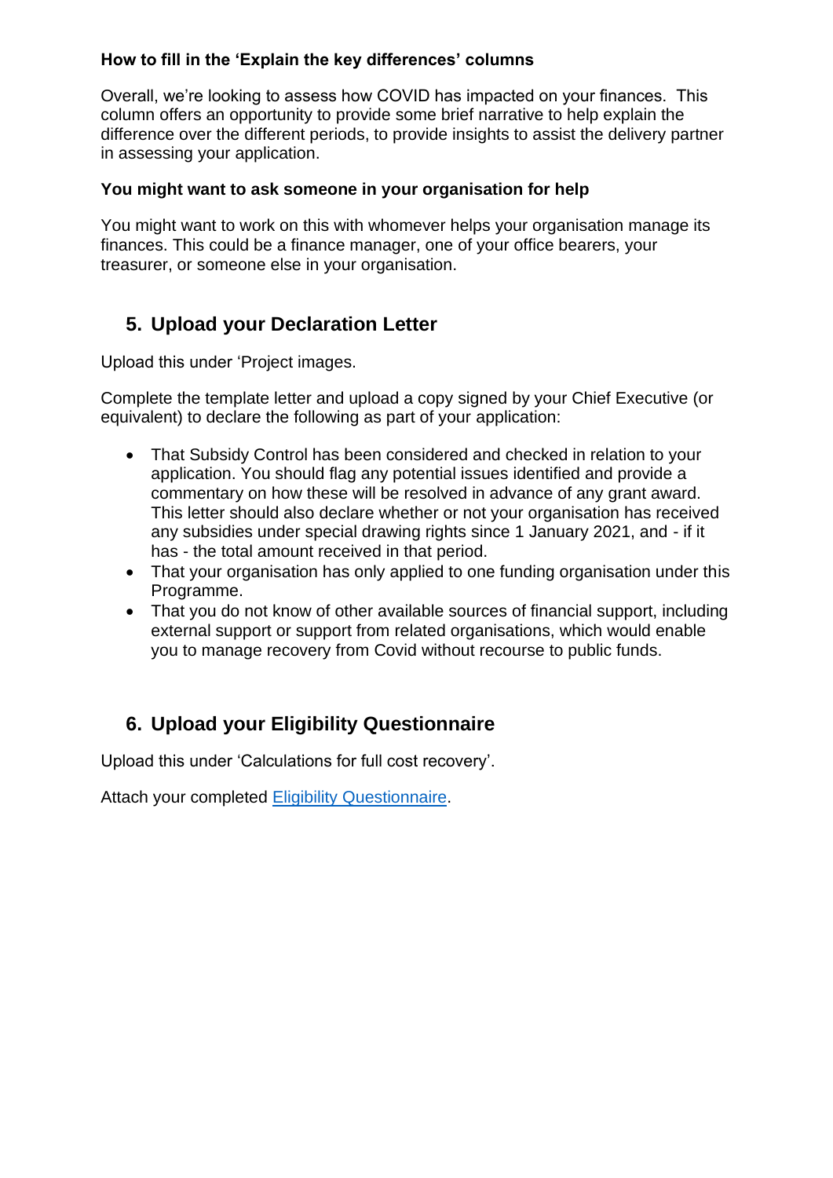**How to fill in the 'Explain the key differences' columns**

Overall, we're looking to assess how COVID has impacted on your finances. This column offers an opportunity to provide some brief narrative to help explain the difference over the different periods, to provide insights to assist the delivery partner in assessing your application.

**You might want to ask someone in your organisation for help**

You might want to work on this with whomever helps your organisation manage its finances. This could be a finance manager, one of your office bearers, your treasurer, or someone else in your organisation.

## 5. Upload your Declaration Letter

Upload this under 'Project images.

Complete the template letter and upload a copy signed by your Chief Executive (or equivalent) to declare the following as part of your application:

- That Subsidy Control has been considered and checked in relation to your application. You should flag any potential issues identified and provide a commentary on how these will be resolved in advance of any grant award. This letter should also declare whether or not your organisation has received any subsidies under special drawing rights since 1 January 2021, and - if it has - the total amount received in that period.
- That your organisation has only applied to one funding organisation under this Programme.
- That you do not know of other available sources of financial support, including external support or support from related organisations, which would enable you to manage recovery from Covid without recourse to public funds.

## 6. Upload your Eligibility Questionnaire

Upload this under 'Calculations for full cost recovery'.

Attach your completed Eligibility Questionnaire.